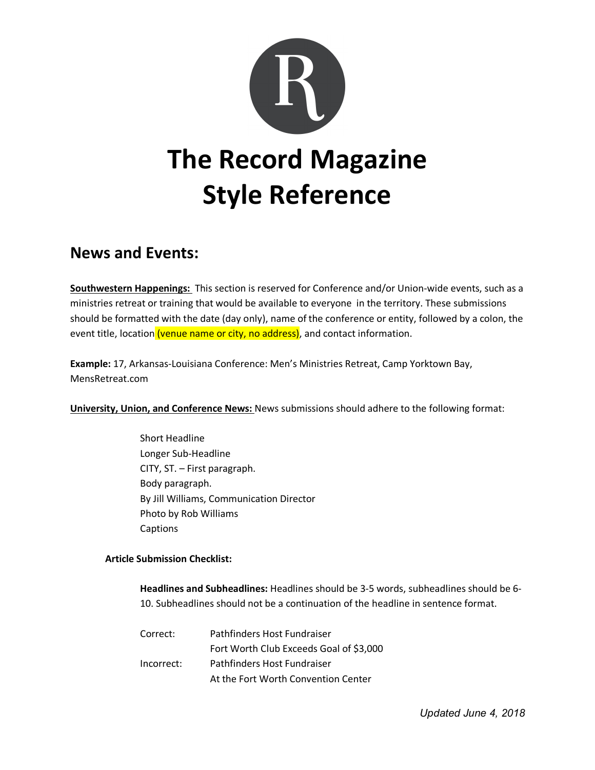# The Record Magazine Style Reference

## News and Events:

**Southwestern Happenings:** This section is reserved for Conference and/or Union-wide events, such as a ministries retreat or training that would be available to everyone in the territory. These submissions should be formatted with the date (day only), name of the conference or entity, followed by a colon, the event title, location (venue name or city, no address), and contact information.

**Example:** 17, Arkansas-Louisiana Conference: Men's Ministries Retreat, Camp Yorktown Bay, MensRetreat.com

**University, Union, and Conference News:** News submissions should adhere to the following format:

> Short Headline
> Longer Sub-Headline
> CITY, ST. – First paragraph.
> Body paragraph.
> By Jill Williams, Communication Director
> Photo by Rob Williams
> Captions

**Article Submission Checklist:**

**Headlines and Subheadlines:** Headlines should be 3-5 words, subheadlines should be 6-10. Subheadlines should not be a continuation of the headline in sentence format.

| | |
|---|---|
| Correct: | Pathfinders Host Fundraiser |
| | Fort Worth Club Exceeds Goal of $3,000 |
| Incorrect: | Pathfinders Host Fundraiser |
| | At the Fort Worth Convention Center |

*Updated June 4, 2018*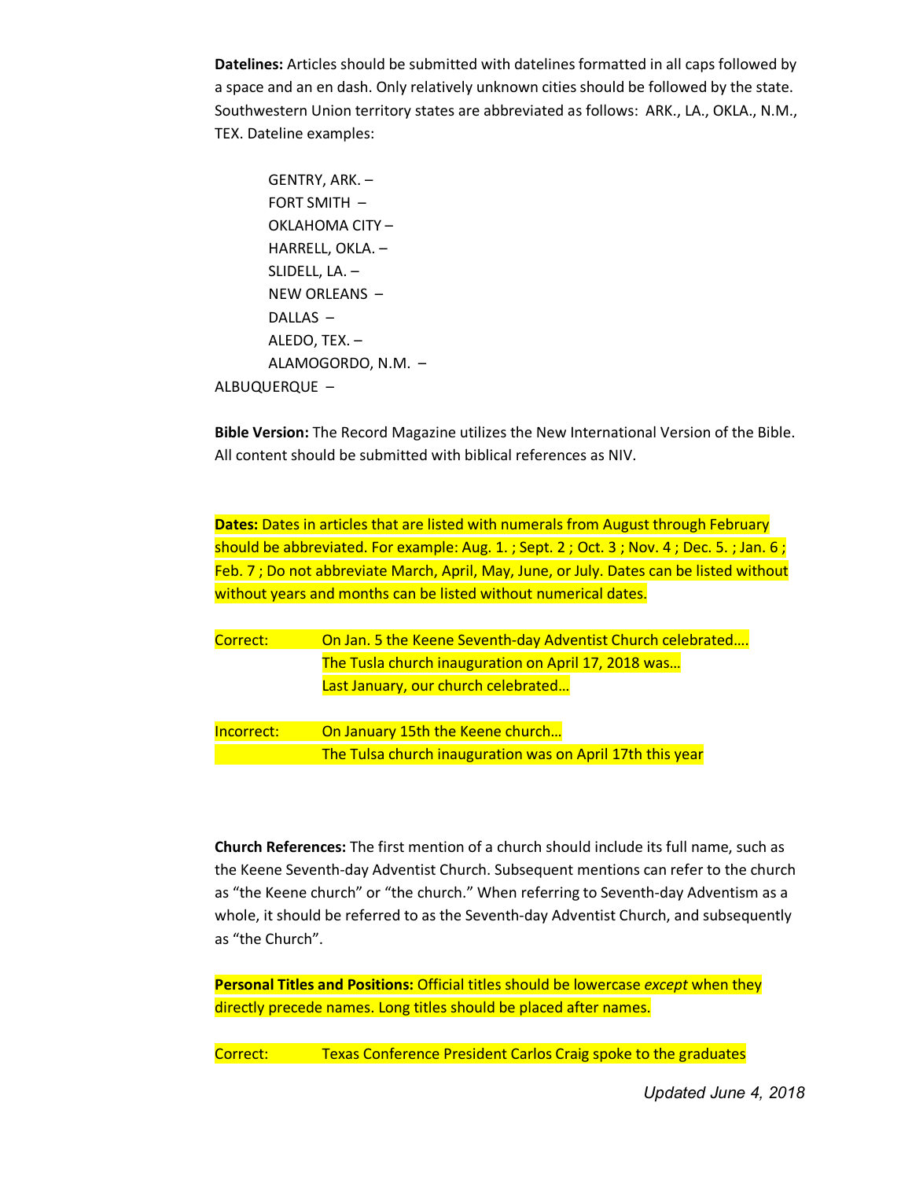**Datelines:** Articles should be submitted with datelines formatted in all caps followed by a space and an en dash. Only relatively unknown cities should be followed by the state. Southwestern Union territory states are abbreviated as follows: ARK., LA., OKLA., N.M., TEX. Dateline examples:

GENTRY, ARK. –
FORT SMITH –
OKLAHOMA CITY –
HARRELL, OKLA. –
SLIDELL, LA. –
NEW ORLEANS –
DALLAS –
ALEDO, TEX. –
ALAMOGORDO, N.M. –
ALBUQUERQUE –

**Bible Version:** The Record Magazine utilizes the New International Version of the Bible. All content should be submitted with biblical references as NIV.

**Dates:** Dates in articles that are listed with numerals from August through February should be abbreviated. For example: Aug. 1. ; Sept. 2 ; Oct. 3 ; Nov. 4 ; Dec. 5. ; Jan. 6 ; Feb. 7 ; Do not abbreviate March, April, May, June, or July. Dates can be listed without without years and months can be listed without numerical dates.

Correct: On Jan. 5 the Keene Seventh-day Adventist Church celebrated….
The Tusla church inauguration on April 17, 2018 was…
Last January, our church celebrated…

Incorrect: On January 15th the Keene church…
The Tulsa church inauguration was on April 17th this year

**Church References:** The first mention of a church should include its full name, such as the Keene Seventh-day Adventist Church. Subsequent mentions can refer to the church as "the Keene church" or "the church." When referring to Seventh-day Adventism as a whole, it should be referred to as the Seventh-day Adventist Church, and subsequently as "the Church".

**Personal Titles and Positions:** Official titles should be lowercase *except* when they directly precede names. Long titles should be placed after names.

Correct: Texas Conference President Carlos Craig spoke to the graduates

*Updated June 4, 2018*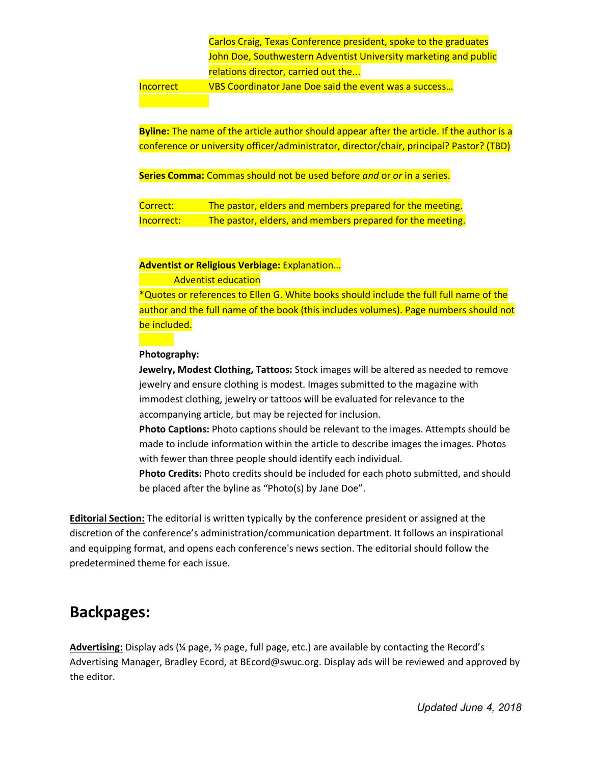Carlos Craig, Texas Conference president, spoke to the graduates
John Doe, Southwestern Adventist University marketing and public relations director, carried out the...

Incorrect VBS Coordinator Jane Doe said the event was a success…

**Byline:** The name of the article author should appear after the article. If the author is a conference or university officer/administrator, director/chair, principal? Pastor? (TBD)

**Series Comma:** Commas should not be used before *and* or *or* in a series.

| | |
|---|---|
| Correct: | The pastor, elders and members prepared for the meeting. |
| Incorrect: | The pastor, elders, and members prepared for the meeting. |

**Adventist or Religious Verbiage:** Explanation…

Adventist education

*Quotes or references to Ellen G. White books should include the full full name of the author and the full name of the book (this includes volumes). Page numbers should not be included.

**Photography:**

**Jewelry, Modest Clothing, Tattoos:** Stock images will be altered as needed to remove jewelry and ensure clothing is modest. Images submitted to the magazine with immodest clothing, jewelry or tattoos will be evaluated for relevance to the accompanying article, but may be rejected for inclusion.

**Photo Captions:** Photo captions should be relevant to the images. Attempts should be made to include information within the article to describe images the images. Photos with fewer than three people should identify each individual.

**Photo Credits:** Photo credits should be included for each photo submitted, and should be placed after the byline as "Photo(s) by Jane Doe".

**Editorial Section:** The editorial is written typically by the conference president or assigned at the discretion of the conference's administration/communication department. It follows an inspirational and equipping format, and opens each conference's news section. The editorial should follow the predetermined theme for each issue.

## Backpages:

**Advertising:** Display ads (¼ page, ½ page, full page, etc.) are available by contacting the Record's Advertising Manager, Bradley Ecord, at BEcord@swuc.org. Display ads will be reviewed and approved by the editor.

*Updated June 4, 2018*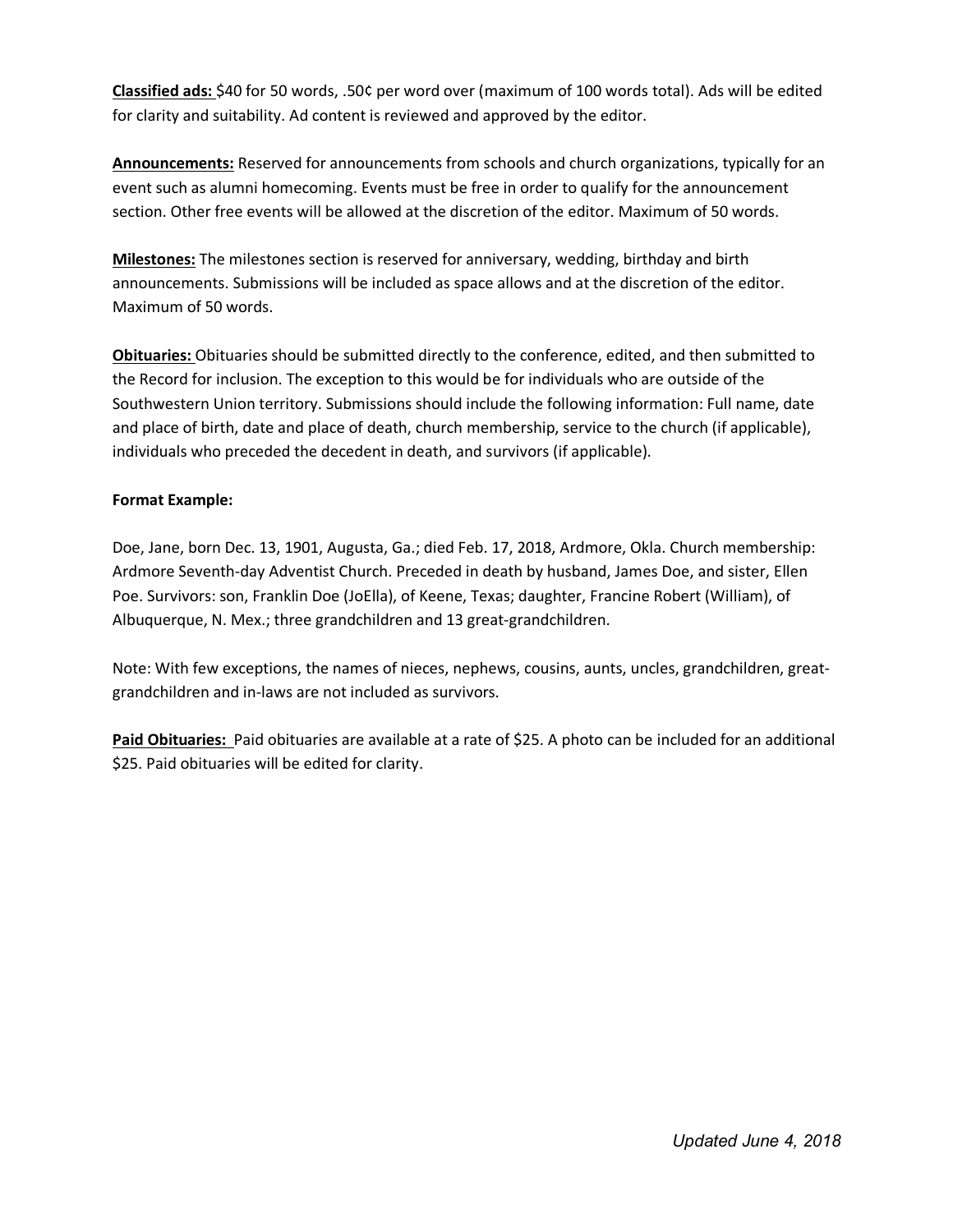**Classified ads:** $40 for 50 words, .50¢ per word over (maximum of 100 words total). Ads will be edited for clarity and suitability. Ad content is reviewed and approved by the editor.

**Announcements:** Reserved for announcements from schools and church organizations, typically for an event such as alumni homecoming. Events must be free in order to qualify for the announcement section. Other free events will be allowed at the discretion of the editor. Maximum of 50 words.

**Milestones:** The milestones section is reserved for anniversary, wedding, birthday and birth announcements. Submissions will be included as space allows and at the discretion of the editor. Maximum of 50 words.

**Obituaries:** Obituaries should be submitted directly to the conference, edited, and then submitted to the Record for inclusion. The exception to this would be for individuals who are outside of the Southwestern Union territory. Submissions should include the following information: Full name, date and place of birth, date and place of death, church membership, service to the church (if applicable), individuals who preceded the decedent in death, and survivors (if applicable).

**Format Example:**

Doe, Jane, born Dec. 13, 1901, Augusta, Ga.; died Feb. 17, 2018, Ardmore, Okla. Church membership: Ardmore Seventh-day Adventist Church. Preceded in death by husband, James Doe, and sister, Ellen Poe. Survivors: son, Franklin Doe (JoElla), of Keene, Texas; daughter, Francine Robert (William), of Albuquerque, N. Mex.; three grandchildren and 13 great-grandchildren.

Note: With few exceptions, the names of nieces, nephews, cousins, aunts, uncles, grandchildren, great-grandchildren and in-laws are not included as survivors.

**Paid Obituaries:** Paid obituaries are available at a rate of $25. A photo can be included for an additional $25. Paid obituaries will be edited for clarity.

*Updated June 4, 2018*